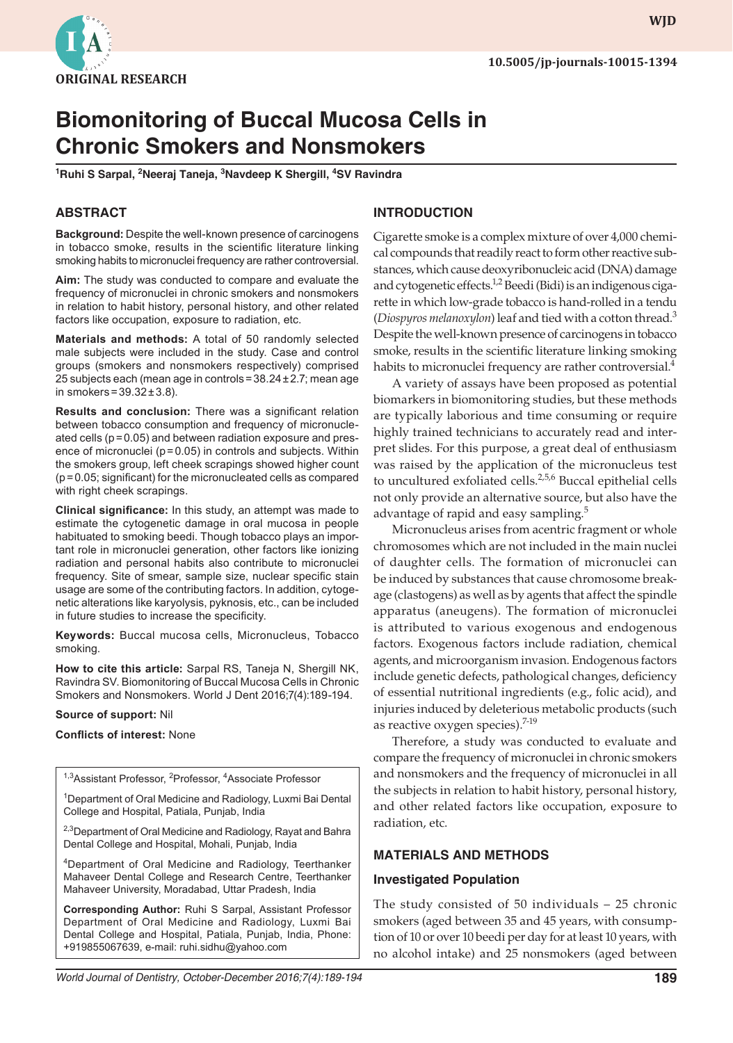ORIGINAL RESEARCH

# Biomonitoring of Buccal Mucosa Cells in Chronic Smokers and Nonsmokers

[1]Ruhi S Sarpal, [2]Neeraj Taneja, [3]Navdeep K Shergill, [4]SV Ravindra

## ABSTRACT

**Background:** Despite the well-known presence of carcinogens in tobacco smoke, results in the scientific literature linking smoking habits to micronuclei frequency are rather controversial.

**Aim:** The study was conducted to compare and evaluate the frequency of micronuclei in chronic smokers and nonsmokers in relation to habit history, personal history, and other related factors like occupation, exposure to radiation, etc.

**Materials and methods:** A total of 50 randomly selected male subjects were included in the study. Case and control groups (smokers and nonsmokers respectively) comprised 25 subjects each (mean age in controls = 38.24 ± 2.7; mean age in smokers = 39.32 ± 3.8).

**Results and conclusion:** There was a significant relation between tobacco consumption and frequency of micronucleated cells ($p = 0.05$) and between radiation exposure and presence of micronuclei ($p = 0.05$) in controls and subjects. Within the smokers group, left cheek scrapings showed higher count ($p = 0.05$; significant) for the micronucleated cells as compared with right cheek scrapings.

**Clinical significance:** In this study, an attempt was made to estimate the cytogenetic damage in oral mucosa in people habituated to smoking beedi. Though tobacco plays an important role in micronuclei generation, other factors like ionizing radiation and personal habits also contribute to micronuclei frequency. Site of smear, sample size, nuclear specific stain usage are some of the contributing factors. In addition, cytogenetic alterations like karyolysis, pyknosis, etc., can be included in future studies to increase the specificity.

**Keywords:** Buccal mucosa cells, Micronucleus, Tobacco smoking.

**How to cite this article:** Sarpal RS, Taneja N, Shergill NK, Ravindra SV. Biomonitoring of Buccal Mucosa Cells in Chronic Smokers and Nonsmokers. World J Dent 2016;7(4):189-194.

**Source of support:** Nil

**Conflicts of interest:** None

[1,3]Assistant Professor, [2]Professor, [4]Associate Professor

[1]Department of Oral Medicine and Radiology, Luxmi Bai Dental College and Hospital, Patiala, Punjab, India

[2,3]Department of Oral Medicine and Radiology, Rayat and Bahra Dental College and Hospital, Mohali, Punjab, India

[4]Department of Oral Medicine and Radiology, Teerthanker Mahaveer Dental College and Research Centre, Teerthanker Mahaveer University, Moradabad, Uttar Pradesh, India

**Corresponding Author:** Ruhi S Sarpal, Assistant Professor Department of Oral Medicine and Radiology, Luxmi Bai Dental College and Hospital, Patiala, Punjab, India, Phone: +919855067639, e-mail: ruhi.sidhu@yahoo.com

## INTRODUCTION

Cigarette smoke is a complex mixture of over 4,000 chemical compounds that readily react to form other reactive substances, which cause deoxyribonucleic acid (DNA) damage and cytogenetic effects.[1,2] Beedi (Bidi) is an indigenous cigarette in which low-grade tobacco is hand-rolled in a tendu (*Diospyros melanoxylon*) leaf and tied with a cotton thread.[3] Despite the well-known presence of carcinogens in tobacco smoke, results in the scientific literature linking smoking habits to micronuclei frequency are rather controversial.[4]

A variety of assays have been proposed as potential biomarkers in biomonitoring studies, but these methods are typically laborious and time consuming or require highly trained technicians to accurately read and interpret slides. For this purpose, a great deal of enthusiasm was raised by the application of the micronucleus test to uncultured exfoliated cells.[2,5,6] Buccal epithelial cells not only provide an alternative source, but also have the advantage of rapid and easy sampling.[5]

Micronucleus arises from acentric fragment or whole chromosomes which are not included in the main nuclei of daughter cells. The formation of micronuclei can be induced by substances that cause chromosome breakage (clastogens) as well as by agents that affect the spindle apparatus (aneugens). The formation of micronuclei is attributed to various exogenous and endogenous factors. Exogenous factors include radiation, chemical agents, and microorganism invasion. Endogenous factors include genetic defects, pathological changes, deficiency of essential nutritional ingredients (e.g., folic acid), and injuries induced by deleterious metabolic products (such as reactive oxygen species).[7-19]

Therefore, a study was conducted to evaluate and compare the frequency of micronuclei in chronic smokers and nonsmokers and the frequency of micronuclei in all the subjects in relation to habit history, personal history, and other related factors like occupation, exposure to radiation, etc.

## MATERIALS AND METHODS

### Investigated Population

The study consisted of 50 individuals – 25 chronic smokers (aged between 35 and 45 years, with consumption of 10 or over 10 beedi per day for at least 10 years, with no alcohol intake) and 25 nonsmokers (aged between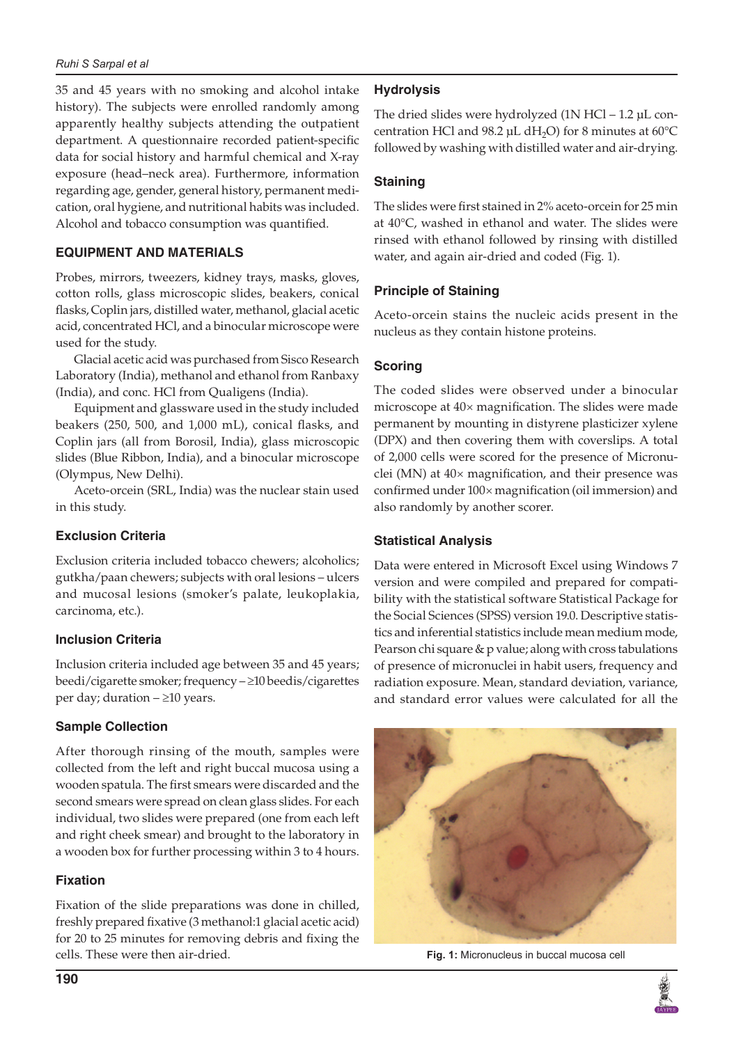35 and 45 years with no smoking and alcohol intake history). The subjects were enrolled randomly among apparently healthy subjects attending the outpatient department. A questionnaire recorded patient-specific data for social history and harmful chemical and X-ray exposure (head–neck area). Furthermore, information regarding age, gender, general history, permanent medication, oral hygiene, and nutritional habits was included. Alcohol and tobacco consumption was quantified.

## EQUIPMENT AND MATERIALS

Probes, mirrors, tweezers, kidney trays, masks, gloves, cotton rolls, glass microscopic slides, beakers, conical flasks, Coplin jars, distilled water, methanol, glacial acetic acid, concentrated HCl, and a binocular microscope were used for the study.

Glacial acetic acid was purchased from Sisco Research Laboratory (India), methanol and ethanol from Ranbaxy (India), and conc. HCl from Qualigens (India).

Equipment and glassware used in the study included beakers (250, 500, and 1,000 mL), conical flasks, and Coplin jars (all from Borosil, India), glass microscopic slides (Blue Ribbon, India), and a binocular microscope (Olympus, New Delhi).

Aceto-orcein (SRL, India) was the nuclear stain used in this study.

### Exclusion Criteria

Exclusion criteria included tobacco chewers; alcoholics; gutkha/paan chewers; subjects with oral lesions – ulcers and mucosal lesions (smoker's palate, leukoplakia, carcinoma, etc.).

### Inclusion Criteria

Inclusion criteria included age between 35 and 45 years; beedi/cigarette smoker; frequency – ≥10 beedis/cigarettes per day; duration – ≥10 years.

### Sample Collection

After thorough rinsing of the mouth, samples were collected from the left and right buccal mucosa using a wooden spatula. The first smears were discarded and the second smears were spread on clean glass slides. For each individual, two slides were prepared (one from each left and right cheek smear) and brought to the laboratory in a wooden box for further processing within 3 to 4 hours.

### Fixation

Fixation of the slide preparations was done in chilled, freshly prepared fixative (3 methanol:1 glacial acetic acid) for 20 to 25 minutes for removing debris and fixing the cells. These were then air-dried.

### Hydrolysis

The dried slides were hydrolyzed (1N HCl – 1.2 µL concentration HCl and 98.2 µL $dH_2O$) for 8 minutes at 60°C followed by washing with distilled water and air-drying.

### Staining

The slides were first stained in 2% aceto-orcein for 25 min at 40°C, washed in ethanol and water. The slides were rinsed with ethanol followed by rinsing with distilled water, and again air-dried and coded (Fig. 1).

### Principle of Staining

Aceto-orcein stains the nucleic acids present in the nucleus as they contain histone proteins.

### Scoring

The coded slides were observed under a binocular microscope at 40× magnification. The slides were made permanent by mounting in distyrene plasticizer xylene (DPX) and then covering them with coverslips. A total of 2,000 cells were scored for the presence of Micronuclei (MN) at 40× magnification, and their presence was confirmed under 100× magnification (oil immersion) and also randomly by another scorer.

### Statistical Analysis

Data were entered in Microsoft Excel using Windows 7 version and were compiled and prepared for compatibility with the statistical software Statistical Package for the Social Sciences (SPSS) version 19.0. Descriptive statistics and inferential statistics include mean medium mode, Pearson chi square & p value; along with cross tabulations of presence of micronuclei in habit users, frequency and radiation exposure. Mean, standard deviation, variance, and standard error values were calculated for all the

**Fig. 1:** Micronucleus in buccal mucosa cell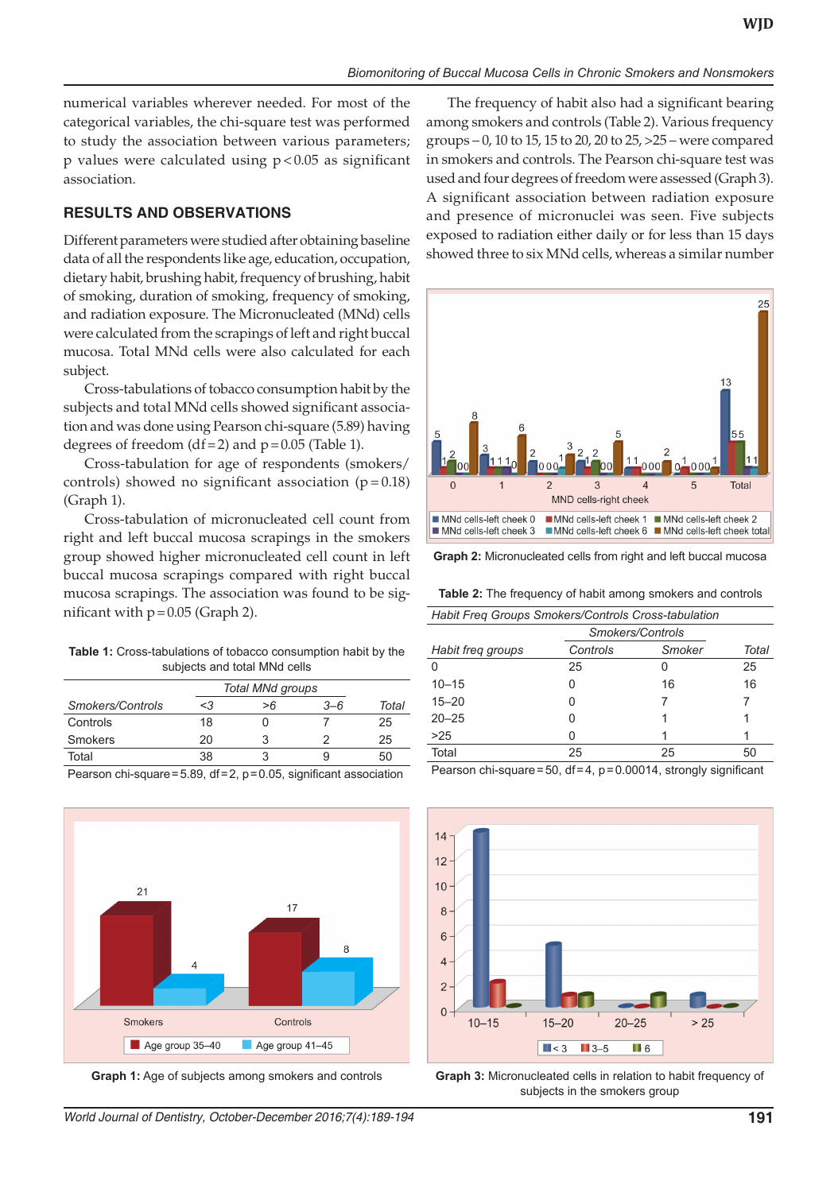numerical variables wherever needed. For most of the categorical variables, the chi-square test was performed to study the association between various parameters; p values were calculated using $p < 0.05$ as significant association.

## RESULTS AND OBSERVATIONS

Different parameters were studied after obtaining baseline data of all the respondents like age, education, occupation, dietary habit, brushing habit, frequency of brushing, habit of smoking, duration of smoking, frequency of smoking, and radiation exposure. The Micronucleated (MNd) cells were calculated from the scrapings of left and right buccal mucosa. Total MNd cells were also calculated for each subject.

Cross-tabulations of tobacco consumption habit by the subjects and total MNd cells showed significant association and was done using Pearson chi-square (5.89) having degrees of freedom (df = 2) and p = 0.05 (Table 1).

Cross-tabulation for age of respondents (smokers/controls) showed no significant association (p = 0.18) (Graph 1).

Cross-tabulation of micronucleated cell count from right and left buccal mucosa scrapings in the smokers group showed higher micronucleated cell count in left buccal mucosa scrapings compared with right buccal mucosa scrapings. The association was found to be significant with p = 0.05 (Graph 2).

**Table 1:** Cross-tabulations of tobacco consumption habit by the subjects and total MNd cells

| | Total MNd groups | | | |
|---|---|---|---|---|
| *Smokers/Controls* | *<3* | *>6* | *3–6* | *Total* |
| Controls | 18 | 0 | 7 | 25 |
| Smokers | 20 | 3 | 2 | 25 |
| Total | 38 | 3 | 9 | 50 |

Pearson chi-square = 5.89, df = 2, p = 0.05, significant association

The frequency of habit also had a significant bearing among smokers and controls (Table 2). Various frequency groups – 0, 10 to 15, 15 to 20, 20 to 25, >25 – were compared in smokers and controls. The Pearson chi-square test was used and four degrees of freedom were assessed (Graph 3). A significant association between radiation exposure and presence of micronuclei was seen. Five subjects exposed to radiation either daily or for less than 15 days showed three to six MNd cells, whereas a similar number

**Graph 2:** Micronucleated cells from right and left buccal mucosa

**Table 2:** The frequency of habit among smokers and controls

*Habit Freq Groups Smokers/Controls Cross-tabulation*

| | Smokers/Controls | | |
|---|---|---|---|
| *Habit freq groups* | *Controls* | *Smoker* | *Total* |
| 0 | 25 | 0 | 25 |
| 10–15 | 0 | 16 | 16 |
| 15–20 | 0 | 7 | 7 |
| 20–25 | 0 | 1 | 1 |
| >25 | 0 | 1 | 1 |
| Total | 25 | 25 | 50 |

Pearson chi-square = 50, df = 4, p = 0.00014, strongly significant

**Graph 1:** Age of subjects among smokers and controls

**Graph 3:** Micronucleated cells in relation to habit frequency of subjects in the smokers group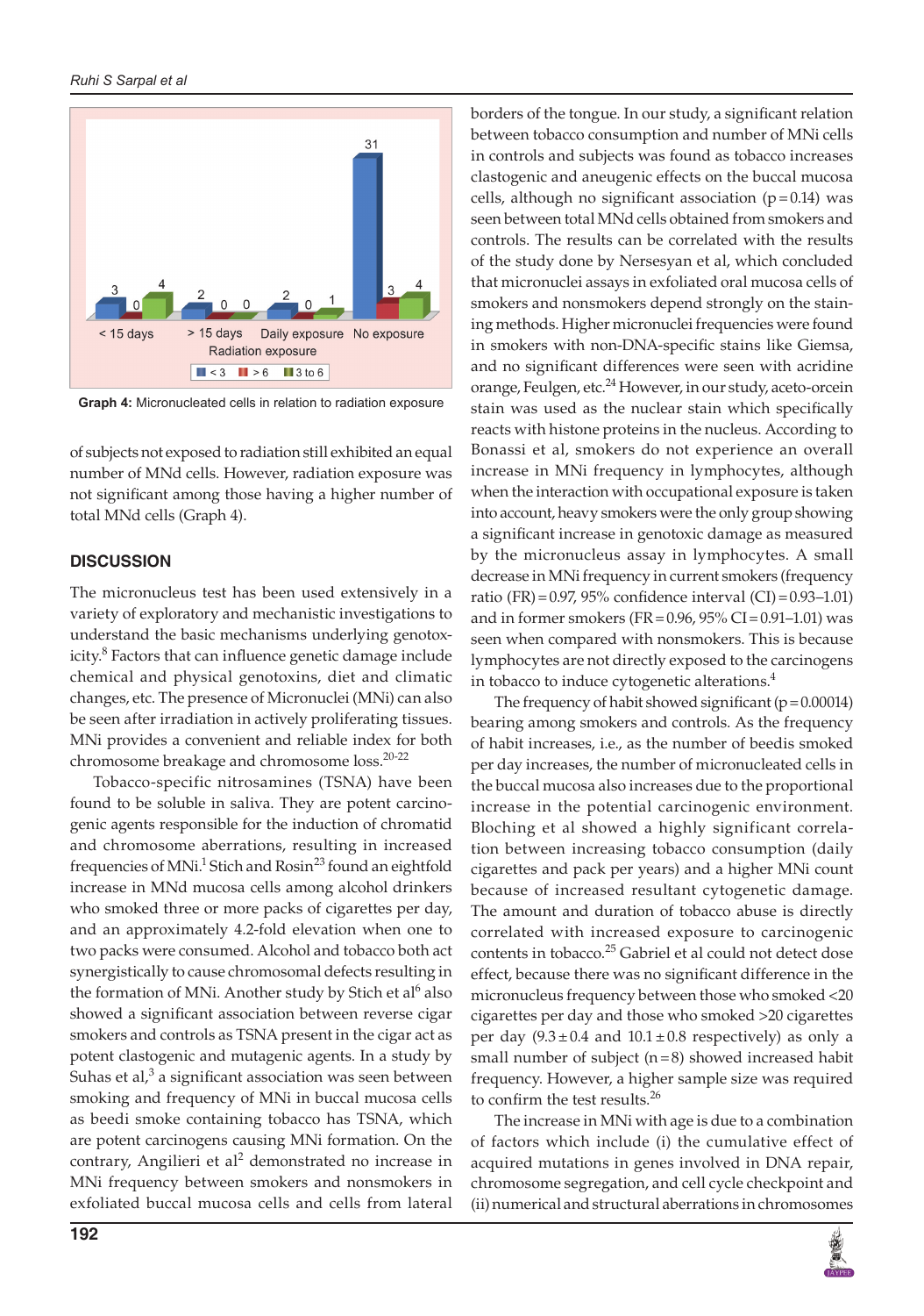Graph 4: Micronucleated cells in relation to radiation exposure

of subjects not exposed to radiation still exhibited an equal number of MNd cells. However, radiation exposure was not significant among those having a higher number of total MNd cells (Graph 4).

## DISCUSSION

The micronucleus test has been used extensively in a variety of exploratory and mechanistic investigations to understand the basic mechanisms underlying genotoxicity.[8] Factors that can influence genetic damage include chemical and physical genotoxins, diet and climatic changes, etc. The presence of Micronuclei (MNi) can also be seen after irradiation in actively proliferating tissues. MNi provides a convenient and reliable index for both chromosome breakage and chromosome loss.[20-22]

Tobacco-specific nitrosamines (TSNA) have been found to be soluble in saliva. They are potent carcinogenic agents responsible for the induction of chromatid and chromosome aberrations, resulting in increased frequencies of MNi.[1] Stich and Rosin[23] found an eightfold increase in MNd mucosa cells among alcohol drinkers who smoked three or more packs of cigarettes per day, and an approximately 4.2-fold elevation when one to two packs were consumed. Alcohol and tobacco both act synergistically to cause chromosomal defects resulting in the formation of MNi. Another study by Stich et al[6] also showed a significant association between reverse cigar smokers and controls as TSNA present in the cigar act as potent clastogenic and mutagenic agents. In a study by Suhas et al,[3] a significant association was seen between smoking and frequency of MNi in buccal mucosa cells as beedi smoke containing tobacco has TSNA, which are potent carcinogens causing MNi formation. On the contrary, Angilieri et al[2] demonstrated no increase in MNi frequency between smokers and nonsmokers in exfoliated buccal mucosa cells and cells from lateral borders of the tongue. In our study, a significant relation between tobacco consumption and number of MNi cells in controls and subjects was found as tobacco increases clastogenic and aneugenic effects on the buccal mucosa cells, although no significant association ($p = 0.14$) was seen between total MNd cells obtained from smokers and controls. The results can be correlated with the results of the study done by Nersesyan et al, which concluded that micronuclei assays in exfoliated oral mucosa cells of smokers and nonsmokers depend strongly on the staining methods. Higher micronuclei frequencies were found in smokers with non-DNA-specific stains like Giemsa, and no significant differences were seen with acridine orange, Feulgen, etc.[24] However, in our study, aceto-orcein stain was used as the nuclear stain which specifically reacts with histone proteins in the nucleus. According to Bonassi et al, smokers do not experience an overall increase in MNi frequency in lymphocytes, although when the interaction with occupational exposure is taken into account, heavy smokers were the only group showing a significant increase in genotoxic damage as measured by the micronucleus assay in lymphocytes. A small decrease in MNi frequency in current smokers (frequency ratio (FR) = 0.97, 95% confidence interval (CI) = 0.93–1.01) and in former smokers (FR = 0.96, 95% CI = 0.91–1.01) was seen when compared with nonsmokers. This is because lymphocytes are not directly exposed to the carcinogens in tobacco to induce cytogenetic alterations.[4]

The frequency of habit showed significant ($p = 0.00014$) bearing among smokers and controls. As the frequency of habit increases, i.e., as the number of beedis smoked per day increases, the number of micronucleated cells in the buccal mucosa also increases due to the proportional increase in the potential carcinogenic environment. Bloching et al showed a highly significant correlation between increasing tobacco consumption (daily cigarettes and pack per years) and a higher MNi count because of increased resultant cytogenetic damage. The amount and duration of tobacco abuse is directly correlated with increased exposure to carcinogenic contents in tobacco.[25] Gabriel et al could not detect dose effect, because there was no significant difference in the micronucleus frequency between those who smoked <20 cigarettes per day and those who smoked >20 cigarettes per day ($9.3 \pm 0.4$ and $10.1 \pm 0.8$ respectively) as only a small number of subject ($n = 8$) showed increased habit frequency. However, a higher sample size was required to confirm the test results.[26]

The increase in MNi with age is due to a combination of factors which include (i) the cumulative effect of acquired mutations in genes involved in DNA repair, chromosome segregation, and cell cycle checkpoint and (ii) numerical and structural aberrations in chromosomes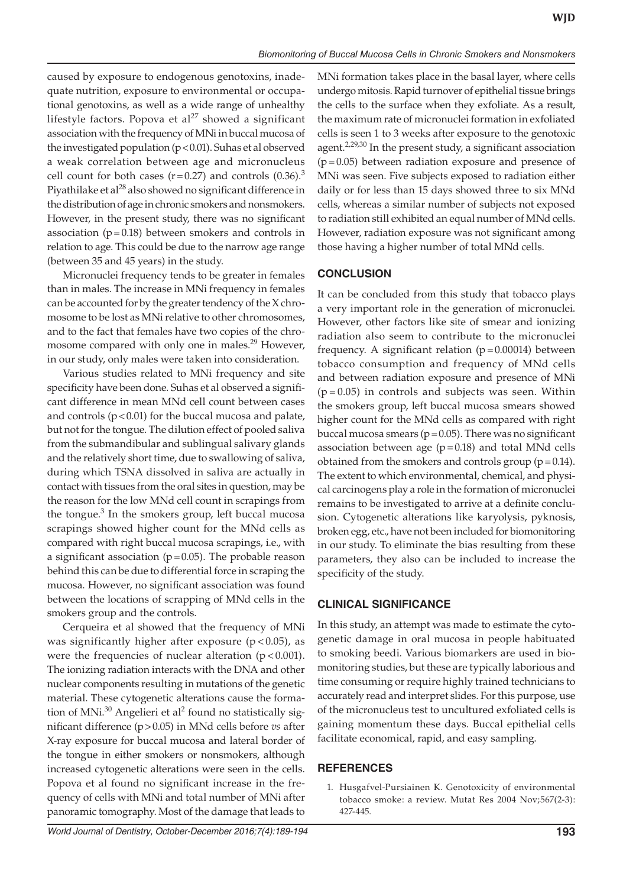caused by exposure to endogenous genotoxins, inadequate nutrition, exposure to environmental or occupational genotoxins, as well as a wide range of unhealthy lifestyle factors. Popova et al[27] showed a significant association with the frequency of MNi in buccal mucosa of the investigated population ($p < 0.01$). Suhas et al observed a weak correlation between age and micronucleus cell count for both cases ($r = 0.27$) and controls (0.36).[3] Piyathilake et al[28] also showed no significant difference in the distribution of age in chronic smokers and nonsmokers. However, in the present study, there was no significant association ($p = 0.18$) between smokers and controls in relation to age. This could be due to the narrow age range (between 35 and 45 years) in the study.

Micronuclei frequency tends to be greater in females than in males. The increase in MNi frequency in females can be accounted for by the greater tendency of the X chromosome to be lost as MNi relative to other chromosomes, and to the fact that females have two copies of the chromosome compared with only one in males.[29] However, in our study, only males were taken into consideration.

Various studies related to MNi frequency and site specificity have been done. Suhas et al observed a significant difference in mean MNd cell count between cases and controls ($p < 0.01$) for the buccal mucosa and palate, but not for the tongue. The dilution effect of pooled saliva from the submandibular and sublingual salivary glands and the relatively short time, due to swallowing of saliva, during which TSNA dissolved in saliva are actually in contact with tissues from the oral sites in question, may be the reason for the low MNd cell count in scrapings from the tongue.[3] In the smokers group, left buccal mucosa scrapings showed higher count for the MNd cells as compared with right buccal mucosa scrapings, i.e., with a significant association ($p = 0.05$). The probable reason behind this can be due to differential force in scraping the mucosa. However, no significant association was found between the locations of scrapping of MNd cells in the smokers group and the controls.

Cerqueira et al showed that the frequency of MNi was significantly higher after exposure ($p < 0.05$), as were the frequencies of nuclear alteration ($p < 0.001$). The ionizing radiation interacts with the DNA and other nuclear components resulting in mutations of the genetic material. These cytogenetic alterations cause the formation of MNi.[30] Angelieri et al[2] found no statistically significant difference ($p > 0.05$) in MNd cells before *vs* after X-ray exposure for buccal mucosa and lateral border of the tongue in either smokers or nonsmokers, although increased cytogenetic alterations were seen in the cells. Popova et al found no significant increase in the frequency of cells with MNi and total number of MNi after panoramic tomography. Most of the damage that leads to MNi formation takes place in the basal layer, where cells undergo mitosis. Rapid turnover of epithelial tissue brings the cells to the surface when they exfoliate. As a result, the maximum rate of micronuclei formation in exfoliated cells is seen 1 to 3 weeks after exposure to the genotoxic agent.[2,29,30] In the present study, a significant association ($p = 0.05$) between radiation exposure and presence of MNi was seen. Five subjects exposed to radiation either daily or for less than 15 days showed three to six MNd cells, whereas a similar number of subjects not exposed to radiation still exhibited an equal number of MNd cells. However, radiation exposure was not significant among those having a higher number of total MNd cells.

## CONCLUSION

It can be concluded from this study that tobacco plays a very important role in the generation of micronuclei. However, other factors like site of smear and ionizing radiation also seem to contribute to the micronuclei frequency. A significant relation ($p = 0.00014$) between tobacco consumption and frequency of MNd cells and between radiation exposure and presence of MNi ($p = 0.05$) in controls and subjects was seen. Within the smokers group, left buccal mucosa smears showed higher count for the MNd cells as compared with right buccal mucosa smears ($p = 0.05$). There was no significant association between age ($p = 0.18$) and total MNd cells obtained from the smokers and controls group ($p = 0.14$). The extent to which environmental, chemical, and physical carcinogens play a role in the formation of micronuclei remains to be investigated to arrive at a definite conclusion. Cytogenetic alterations like karyolysis, pyknosis, broken egg, etc., have not been included for biomonitoring in our study. To eliminate the bias resulting from these parameters, they also can be included to increase the specificity of the study.

## CLINICAL SIGNIFICANCE

In this study, an attempt was made to estimate the cytogenetic damage in oral mucosa in people habituated to smoking beedi. Various biomarkers are used in biomonitoring studies, but these are typically laborious and time consuming or require highly trained technicians to accurately read and interpret slides. For this purpose, use of the micronucleus test to uncultured exfoliated cells is gaining momentum these days. Buccal epithelial cells facilitate economical, rapid, and easy sampling.

## REFERENCES

1. Husgafvel-Pursiainen K. Genotoxicity of environmental tobacco smoke: a review. Mutat Res 2004 Nov;567(2-3): 427-445.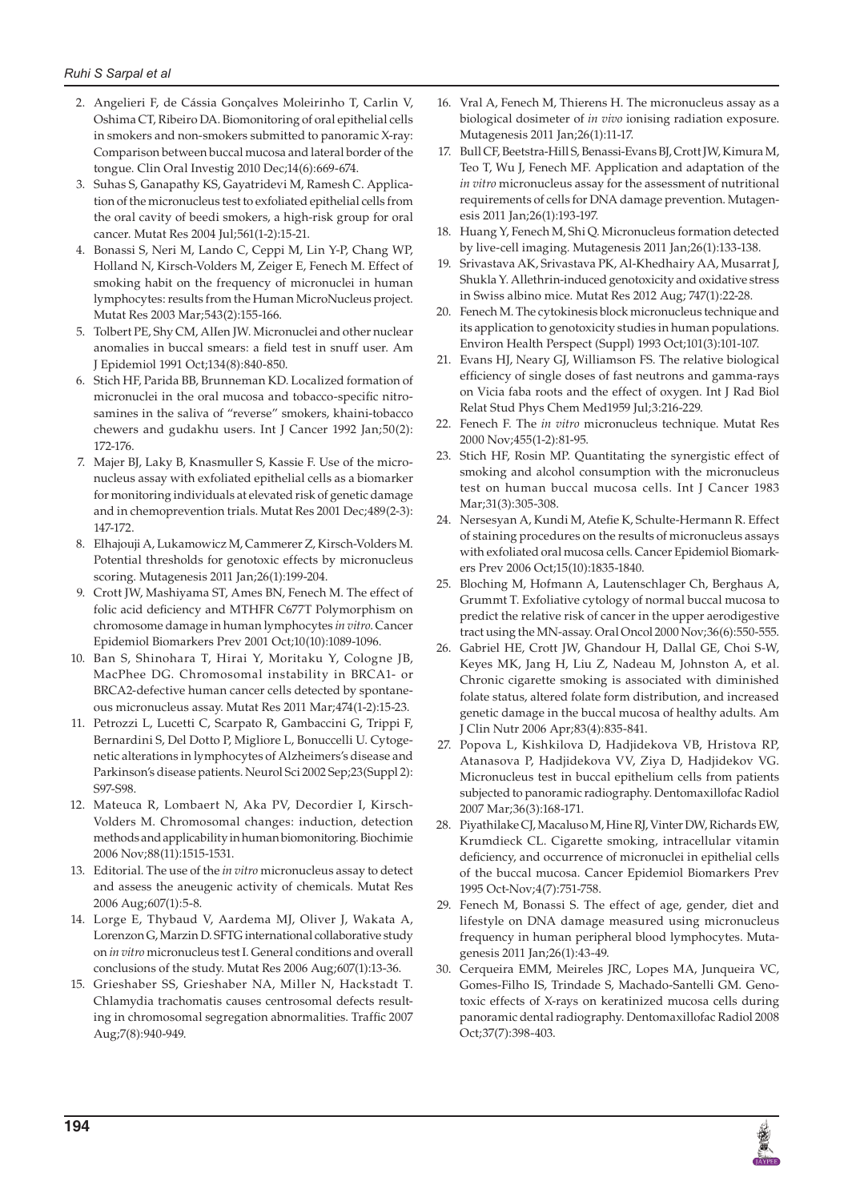2. Angelieri F, de Cássia Gonçalves Moleirinho T, Carlin V, Oshima CT, Ribeiro DA. Biomonitoring of oral epithelial cells in smokers and non-smokers submitted to panoramic X-ray: Comparison between buccal mucosa and lateral border of the tongue. Clin Oral Investig 2010 Dec;14(6):669-674.
3. Suhas S, Ganapathy KS, Gayatridevi M, Ramesh C. Application of the micronucleus test to exfoliated epithelial cells from the oral cavity of beedi smokers, a high-risk group for oral cancer. Mutat Res 2004 Jul;561(1-2):15-21.
4. Bonassi S, Neri M, Lando C, Ceppi M, Lin Y-P, Chang WP, Holland N, Kirsch-Volders M, Zeiger E, Fenech M. Effect of smoking habit on the frequency of micronuclei in human lymphocytes: results from the Human MicroNucleus project. Mutat Res 2003 Mar;543(2):155-166.
5. Tolbert PE, Shy CM, AIIen JW. Micronuclei and other nuclear anomalies in buccal smears: a field test in snuff user. Am J Epidemiol 1991 Oct;134(8):840-850.
6. Stich HF, Parida BB, Brunneman KD. Localized formation of micronuclei in the oral mucosa and tobacco-specific nitrosamines in the saliva of "reverse" smokers, khaini-tobacco chewers and gudakhu users. Int J Cancer 1992 Jan;50(2): 172-176.
7. Majer BJ, Laky B, Knasmuller S, Kassie F. Use of the micronucleus assay with exfoliated epithelial cells as a biomarker for monitoring individuals at elevated risk of genetic damage and in chemoprevention trials. Mutat Res 2001 Dec;489(2-3): 147-172.
8. Elhajouji A, Lukamowicz M, Cammerer Z, Kirsch-Volders M. Potential thresholds for genotoxic effects by micronucleus scoring. Mutagenesis 2011 Jan;26(1):199-204.
9. Crott JW, Mashiyama ST, Ames BN, Fenech M. The effect of folic acid deficiency and MTHFR C677T Polymorphism on chromosome damage in human lymphocytes *in vitro*. Cancer Epidemiol Biomarkers Prev 2001 Oct;10(10):1089-1096.
10. Ban S, Shinohara T, Hirai Y, Moritaku Y, Cologne JB, MacPhee DG. Chromosomal instability in BRCA1- or BRCA2-defective human cancer cells detected by spontaneous micronucleus assay. Mutat Res 2011 Mar;474(1-2):15-23.
11. Petrozzi L, Lucetti C, Scarpato R, Gambaccini G, Trippi F, Bernardini S, Del Dotto P, Migliore L, Bonuccelli U. Cytogenetic alterations in lymphocytes of Alzheimers's disease and Parkinson's disease patients. Neurol Sci 2002 Sep;23(Suppl 2): S97-S98.
12. Mateuca R, Lombaert N, Aka PV, Decordier I, Kirsch-Volders M. Chromosomal changes: induction, detection methods and applicability in human biomonitoring. Biochimie 2006 Nov;88(11):1515-1531.
13. Editorial. The use of the *in vitro* micronucleus assay to detect and assess the aneugenic activity of chemicals. Mutat Res 2006 Aug;607(1):5-8.
14. Lorge E, Thybaud V, Aardema MJ, Oliver J, Wakata A, Lorenzon G, Marzin D. SFTG international collaborative study on *in vitro* micronucleus test I. General conditions and overall conclusions of the study. Mutat Res 2006 Aug;607(1):13-36.
15. Grieshaber SS, Grieshaber NA, Miller N, Hackstadt T. Chlamydia trachomatis causes centrosomal defects resulting in chromosomal segregation abnormalities. Traffic 2007 Aug;7(8):940-949.
16. Vral A, Fenech M, Thierens H. The micronucleus assay as a biological dosimeter of *in vivo* ionising radiation exposure. Mutagenesis 2011 Jan;26(1):11-17.
17. Bull CF, Beetstra-Hill S, Benassi-Evans BJ, Crott JW, Kimura M, Teo T, Wu J, Fenech MF. Application and adaptation of the *in vitro* micronucleus assay for the assessment of nutritional requirements of cells for DNA damage prevention. Mutagenesis 2011 Jan;26(1):193-197.
18. Huang Y, Fenech M, Shi Q. Micronucleus formation detected by live-cell imaging. Mutagenesis 2011 Jan;26(1):133-138.
19. Srivastava AK, Srivastava PK, Al-Khedhairy AA, Musarrat J, Shukla Y. Allethrin-induced genotoxicity and oxidative stress in Swiss albino mice. Mutat Res 2012 Aug; 747(1):22-28.
20. Fenech M. The cytokinesis block micronucleus technique and its application to genotoxicity studies in human populations. Environ Health Perspect (Suppl) 1993 Oct;101(3):101-107.
21. Evans HJ, Neary GJ, Williamson FS. The relative biological efficiency of single doses of fast neutrons and gamma-rays on Vicia faba roots and the effect of oxygen. Int J Rad Biol Relat Stud Phys Chem Med1959 Jul;3:216-229.
22. Fenech F. The *in vitro* micronucleus technique. Mutat Res 2000 Nov;455(1-2):81-95.
23. Stich HF, Rosin MP. Quantitating the synergistic effect of smoking and alcohol consumption with the micronucleus test on human buccal mucosa cells. Int J Cancer 1983 Mar;31(3):305-308.
24. Nersesyan A, Kundi M, Atefie K, Schulte-Hermann R. Effect of staining procedures on the results of micronucleus assays with exfoliated oral mucosa cells. Cancer Epidemiol Biomarkers Prev 2006 Oct;15(10):1835-1840.
25. Bloching M, Hofmann A, Lautenschlager Ch, Berghaus A, Grummt T. Exfoliative cytology of normal buccal mucosa to predict the relative risk of cancer in the upper aerodigestive tract using the MN-assay. Oral Oncol 2000 Nov;36(6):550-555.
26. Gabriel HE, Crott JW, Ghandour H, Dallal GE, Choi S-W, Keyes MK, Jang H, Liu Z, Nadeau M, Johnston A, et al. Chronic cigarette smoking is associated with diminished folate status, altered folate form distribution, and increased genetic damage in the buccal mucosa of healthy adults. Am J Clin Nutr 2006 Apr;83(4):835-841.
27. Popova L, Kishkilova D, Hadjidekova VB, Hristova RP, Atanasova P, Hadjidekova VV, Ziya D, Hadjidekov VG. Micronucleus test in buccal epithelium cells from patients subjected to panoramic radiography. Dentomaxillofac Radiol 2007 Mar;36(3):168-171.
28. Piyathilake CJ, Macaluso M, Hine RJ, Vinter DW, Richards EW, Krumdieck CL. Cigarette smoking, intracellular vitamin deficiency, and occurrence of micronuclei in epithelial cells of the buccal mucosa. Cancer Epidemiol Biomarkers Prev 1995 Oct-Nov;4(7):751-758.
29. Fenech M, Bonassi S. The effect of age, gender, diet and lifestyle on DNA damage measured using micronucleus frequency in human peripheral blood lymphocytes. Mutagenesis 2011 Jan;26(1):43-49.
30. Cerqueira EMM, Meireles JRC, Lopes MA, Junqueira VC, Gomes-Filho IS, Trindade S, Machado-Santelli GM. Genotoxic effects of X-rays on keratinized mucosa cells during panoramic dental radiography. Dentomaxillofac Radiol 2008 Oct;37(7):398-403.